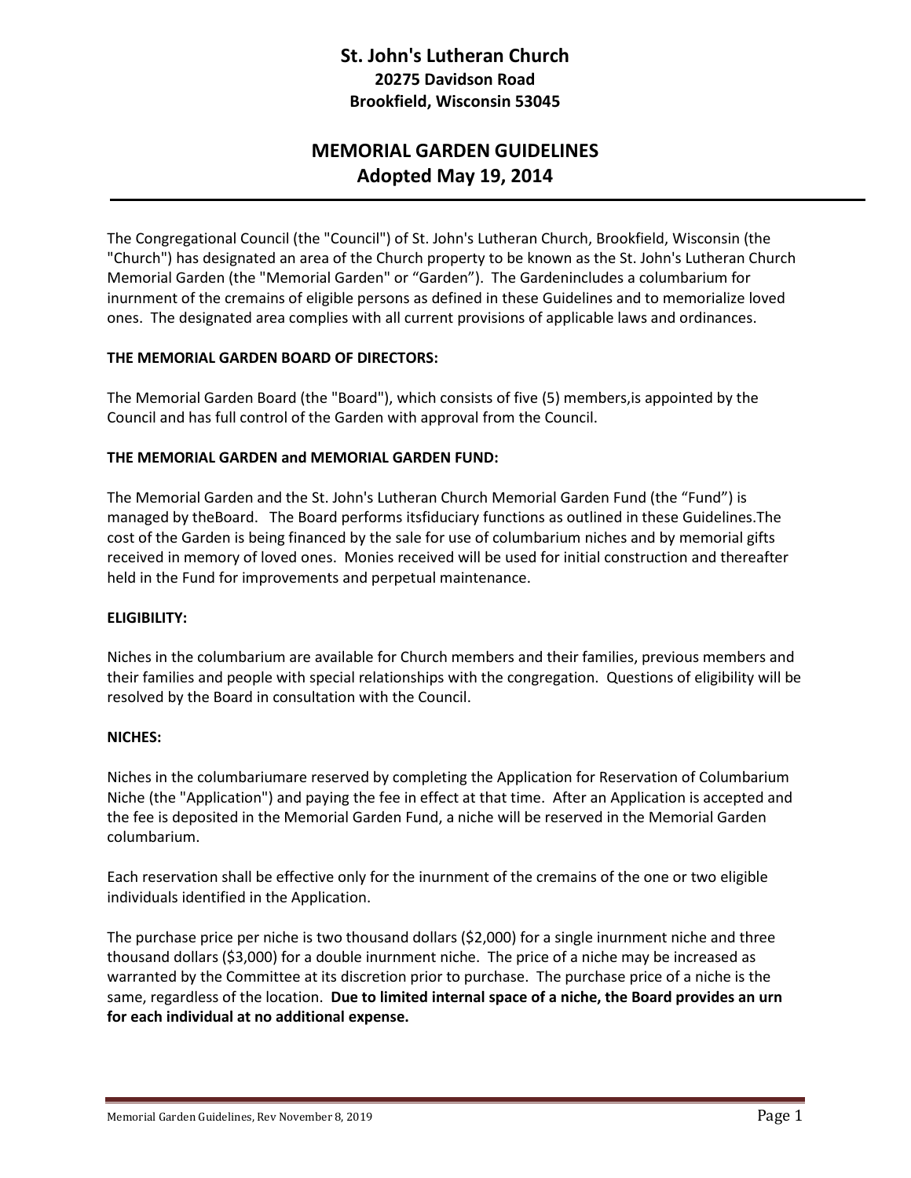# St. John's Lutheran Church
## 20275 Davidson Road
## Brookfield, Wisconsin 53045

# MEMORIAL GARDEN GUIDELINES
## Adopted May 19, 2014

The Congregational Council (the "Council") of St. John's Lutheran Church, Brookfield, Wisconsin (the "Church") has designated an area of the Church property to be known as the St. John's Lutheran Church Memorial Garden (the "Memorial Garden" or "Garden"). The Gardenincludes a columbarium for inurnment of the cremains of eligible persons as defined in these Guidelines and to memorialize loved ones. The designated area complies with all current provisions of applicable laws and ordinances.

**THE MEMORIAL GARDEN BOARD OF DIRECTORS:**

The Memorial Garden Board (the "Board"), which consists of five (5) members,is appointed by the Council and has full control of the Garden with approval from the Council.

**THE MEMORIAL GARDEN and MEMORIAL GARDEN FUND:**

The Memorial Garden and the St. John's Lutheran Church Memorial Garden Fund (the "Fund") is managed by theBoard. The Board performs itsfiduciary functions as outlined in these Guidelines.The cost of the Garden is being financed by the sale for use of columbarium niches and by memorial gifts received in memory of loved ones. Monies received will be used for initial construction and thereafter held in the Fund for improvements and perpetual maintenance.

**ELIGIBILITY:**

Niches in the columbarium are available for Church members and their families, previous members and their families and people with special relationships with the congregation. Questions of eligibility will be resolved by the Board in consultation with the Council.

**NICHES:**

Niches in the columbariumare reserved by completing the Application for Reservation of Columbarium Niche (the "Application") and paying the fee in effect at that time. After an Application is accepted and the fee is deposited in the Memorial Garden Fund, a niche will be reserved in the Memorial Garden columbarium.

Each reservation shall be effective only for the inurnment of the cremains of the one or two eligible individuals identified in the Application.

The purchase price per niche is two thousand dollars ($2,000) for a single inurnment niche and three thousand dollars ($3,000) for a double inurnment niche. The price of a niche may be increased as warranted by the Committee at its discretion prior to purchase. The purchase price of a niche is the same, regardless of the location. **Due to limited internal space of a niche, the Board provides an urn for each individual at no additional expense.**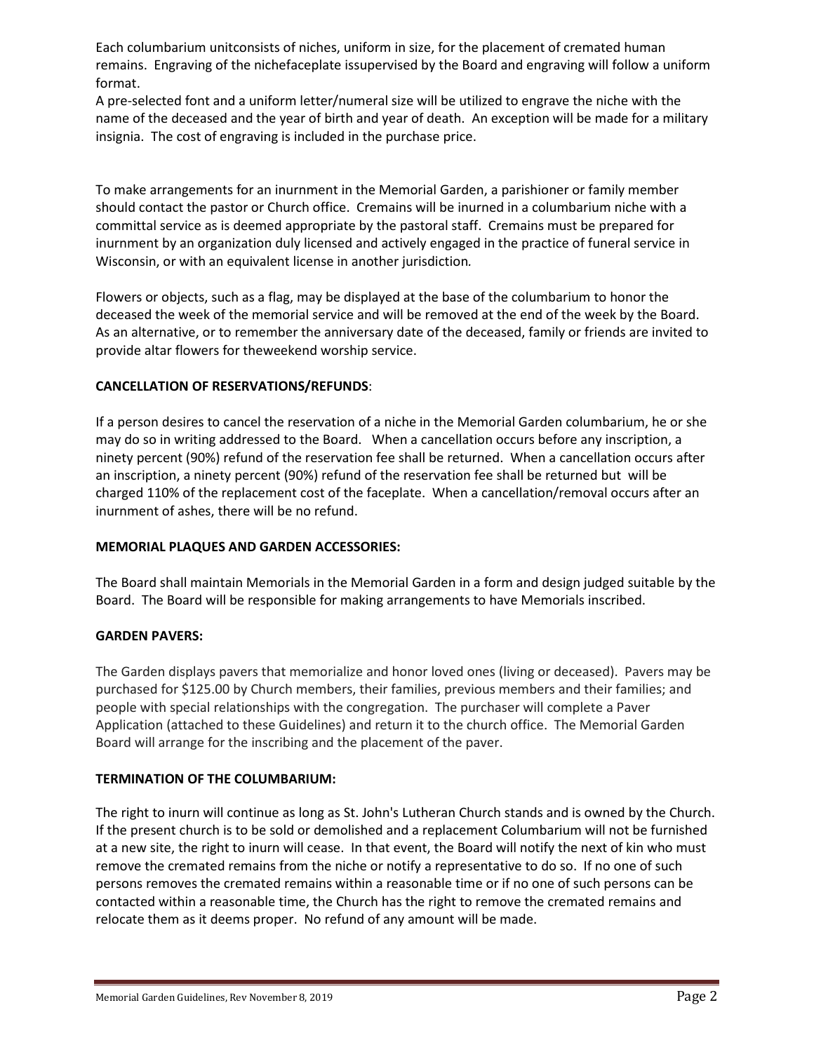Each columbarium unitconsists of niches, uniform in size, for the placement of cremated human remains. Engraving of the nichefaceplate issupervised by the Board and engraving will follow a uniform format.
A pre-selected font and a uniform letter/numeral size will be utilized to engrave the niche with the name of the deceased and the year of birth and year of death. An exception will be made for a military insignia. The cost of engraving is included in the purchase price.

To make arrangements for an inurnment in the Memorial Garden, a parishioner or family member should contact the pastor or Church office. Cremains will be inurned in a columbarium niche with a committal service as is deemed appropriate by the pastoral staff. Cremains must be prepared for inurnment by an organization duly licensed and actively engaged in the practice of funeral service in Wisconsin, or with an equivalent license in another jurisdiction.

Flowers or objects, such as a flag, may be displayed at the base of the columbarium to honor the deceased the week of the memorial service and will be removed at the end of the week by the Board. As an alternative, or to remember the anniversary date of the deceased, family or friends are invited to provide altar flowers for theweekend worship service.

**CANCELLATION OF RESERVATIONS/REFUNDS**:

If a person desires to cancel the reservation of a niche in the Memorial Garden columbarium, he or she may do so in writing addressed to the Board. When a cancellation occurs before any inscription, a ninety percent (90%) refund of the reservation fee shall be returned. When a cancellation occurs after an inscription, a ninety percent (90%) refund of the reservation fee shall be returned but will be charged 110% of the replacement cost of the faceplate. When a cancellation/removal occurs after an inurnment of ashes, there will be no refund.

**MEMORIAL PLAQUES AND GARDEN ACCESSORIES:**

The Board shall maintain Memorials in the Memorial Garden in a form and design judged suitable by the Board. The Board will be responsible for making arrangements to have Memorials inscribed.

**GARDEN PAVERS:**

The Garden displays pavers that memorialize and honor loved ones (living or deceased). Pavers may be purchased for $125.00 by Church members, their families, previous members and their families; and people with special relationships with the congregation. The purchaser will complete a Paver Application (attached to these Guidelines) and return it to the church office. The Memorial Garden Board will arrange for the inscribing and the placement of the paver.

**TERMINATION OF THE COLUMBARIUM:**

The right to inurn will continue as long as St. John's Lutheran Church stands and is owned by the Church. If the present church is to be sold or demolished and a replacement Columbarium will not be furnished at a new site, the right to inurn will cease. In that event, the Board will notify the next of kin who must remove the cremated remains from the niche or notify a representative to do so. If no one of such persons removes the cremated remains within a reasonable time or if no one of such persons can be contacted within a reasonable time, the Church has the right to remove the cremated remains and relocate them as it deems proper. No refund of any amount will be made.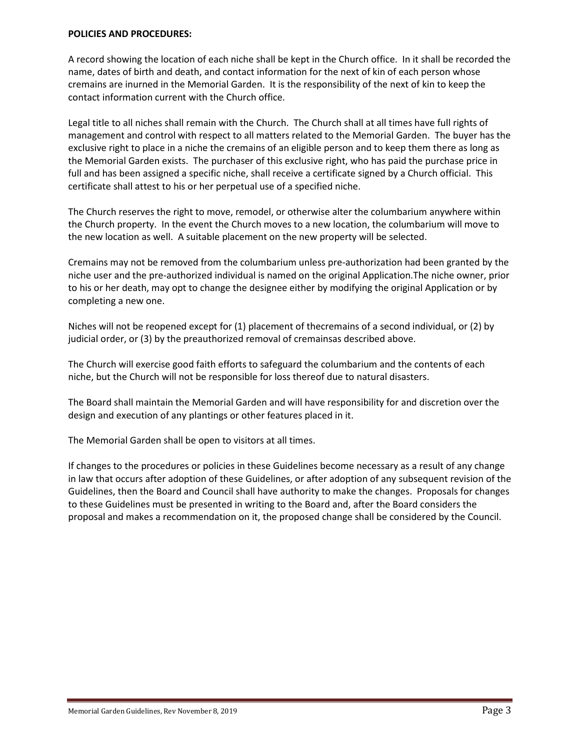**POLICIES AND PROCEDURES:**

A record showing the location of each niche shall be kept in the Church office. In it shall be recorded the name, dates of birth and death, and contact information for the next of kin of each person whose cremains are inurned in the Memorial Garden. It is the responsibility of the next of kin to keep the contact information current with the Church office.

Legal title to all niches shall remain with the Church. The Church shall at all times have full rights of management and control with respect to all matters related to the Memorial Garden. The buyer has the exclusive right to place in a niche the cremains of an eligible person and to keep them there as long as the Memorial Garden exists. The purchaser of this exclusive right, who has paid the purchase price in full and has been assigned a specific niche, shall receive a certificate signed by a Church official. This certificate shall attest to his or her perpetual use of a specified niche.

The Church reserves the right to move, remodel, or otherwise alter the columbarium anywhere within the Church property. In the event the Church moves to a new location, the columbarium will move to the new location as well. A suitable placement on the new property will be selected.

Cremains may not be removed from the columbarium unless pre-authorization had been granted by the niche user and the pre-authorized individual is named on the original Application.The niche owner, prior to his or her death, may opt to change the designee either by modifying the original Application or by completing a new one.

Niches will not be reopened except for (1) placement of thecremains of a second individual, or (2) by judicial order, or (3) by the preauthorized removal of cremainsas described above.

The Church will exercise good faith efforts to safeguard the columbarium and the contents of each niche, but the Church will not be responsible for loss thereof due to natural disasters.

The Board shall maintain the Memorial Garden and will have responsibility for and discretion over the design and execution of any plantings or other features placed in it.

The Memorial Garden shall be open to visitors at all times.

If changes to the procedures or policies in these Guidelines become necessary as a result of any change in law that occurs after adoption of these Guidelines, or after adoption of any subsequent revision of the Guidelines, then the Board and Council shall have authority to make the changes. Proposals for changes to these Guidelines must be presented in writing to the Board and, after the Board considers the proposal and makes a recommendation on it, the proposed change shall be considered by the Council.